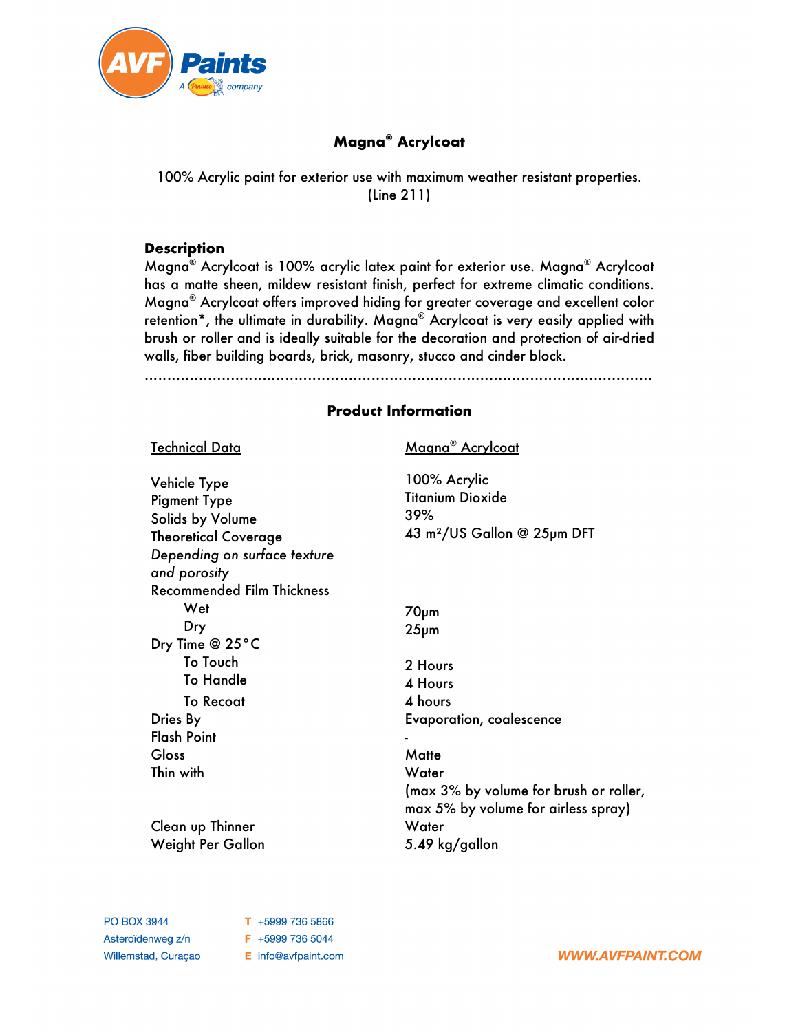# Magna® Acrylcoat

100% Acrylic paint for exterior use with maximum weather resistant properties.
(Line 211)

## Description

Magna® Acrylcoat is 100% acrylic latex paint for exterior use. Magna® Acrylcoat has a matte sheen, mildew resistant finish, perfect for extreme climatic conditions. Magna® Acrylcoat offers improved hiding for greater coverage and excellent color retention*, the ultimate in durability. Magna® Acrylcoat is very easily applied with brush or roller and is ideally suitable for the decoration and protection of air-dried walls, fiber building boards, brick, masonry, stucco and cinder block.

.....................................................................................................................

## Product Information

| Technical Data | Magna® Acrylcoat |
|---|---|
| Vehicle Type | 100% Acrylic |
| Pigment Type | Titanium Dioxide |
| Solids by Volume | 39% |
| Theoretical Coverage *Depending on surface texture and porosity* | 43 $m^2$/US Gallon @ 25µm DFT |
| Recommended Film Thickness | |
| Wet | 70µm |
| Dry | 25µm |
| Dry Time @ 25°C | |
| To Touch | 2 Hours |
| To Handle | 4 Hours |
| To Recoat | 4 hours |
| Dries By | Evaporation, coalescence |
| Flash Point | - |
| Gloss | Matte |
| Thin with | Water (max 3% by volume for brush or roller, max 5% by volume for airless spray) |
| Clean up Thinner | Water |
| Weight Per Gallon | 5.49 kg/gallon |

PO BOX 3944
Asteroïdenweg z/n
Willemstad, Curaçao

T +5999 736 5866
F +5999 736 5044
E info@avfpaint.com

WWW.AVFPAINT.COM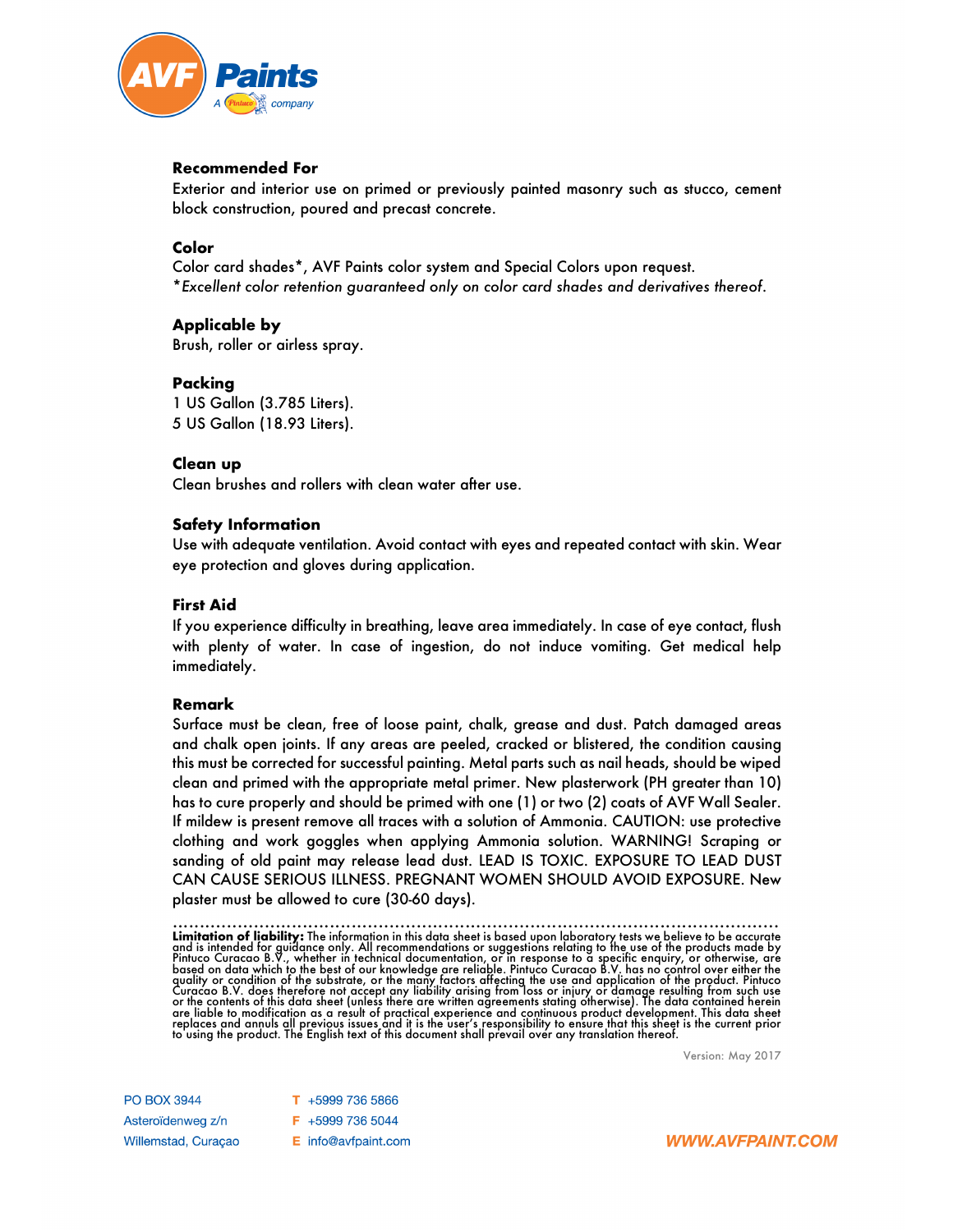### Recommended For

Exterior and interior use on primed or previously painted masonry such as stucco, cement block construction, poured and precast concrete.

### Color

Color card shades*, AVF Paints color system and Special Colors upon request.
*\*Excellent color retention guaranteed only on color card shades and derivatives thereof.*

### Applicable by

Brush, roller or airless spray.

### Packing

1 US Gallon (3.785 Liters).
5 US Gallon (18.93 Liters).

### Clean up

Clean brushes and rollers with clean water after use.

### Safety Information

Use with adequate ventilation. Avoid contact with eyes and repeated contact with skin. Wear eye protection and gloves during application.

### First Aid

If you experience difficulty in breathing, leave area immediately. In case of eye contact, flush with plenty of water. In case of ingestion, do not induce vomiting. Get medical help immediately.

### Remark

Surface must be clean, free of loose paint, chalk, grease and dust. Patch damaged areas and chalk open joints. If any areas are peeled, cracked or blistered, the condition causing this must be corrected for successful painting. Metal parts such as nail heads, should be wiped clean and primed with the appropriate metal primer. New plasterwork (PH greater than 10) has to cure properly and should be primed with one (1) or two (2) coats of AVF Wall Sealer. If mildew is present remove all traces with a solution of Ammonia. CAUTION: use protective clothing and work goggles when applying Ammonia solution. WARNING! Scraping or sanding of old paint may release lead dust. LEAD IS TOXIC. EXPOSURE TO LEAD DUST CAN CAUSE SERIOUS ILLNESS. PREGNANT WOMEN SHOULD AVOID EXPOSURE. New plaster must be allowed to cure (30-60 days).

---

**Limitation of liability:** The information in this data sheet is based upon laboratory tests we believe to be accurate and is intended for guidance only. All recommendations or suggestions relating to the use of the products made by Pintuco Curacao B.V., whether in technical documentation, or in response to a specific enquiry, or otherwise, are based on data which to the best of our knowledge are reliable. Pintuco Curacao B.V. has no control over either the quality or condition of the substrate, or the many factors affecting the use and application of the product. Pintuco Curacao B.V. does therefore not accept any liability arising from loss or injury or damage resulting from such use or the contents of this data sheet (unless there are written agreements stating otherwise). The data contained herein are liable to modification as a result of practical experience and continuous product development. This data sheet replaces and annuls all previous issues and it is the user's responsibility to ensure that this sheet is the current prior to using the product. The English text of this document shall prevail over any translation thereof.

Version: May 2017

PO BOX 3944
Asteroïdenweg z/n
Willemstad, Curaçao

T +5999 736 5866
F +5999 736 5044
E info@avfpaint.com

WWW.AVFPAINT.COM